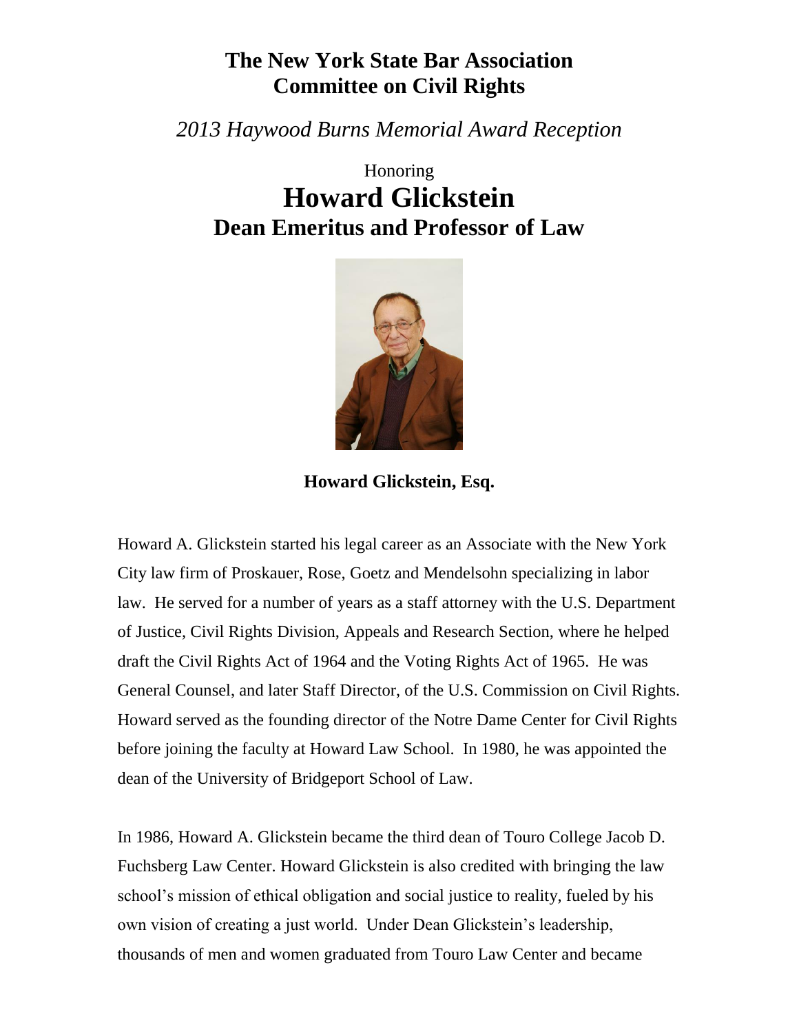# The New York State Bar Association
# Committee on Civil Rights

*2013 Haywood Burns Memorial Award Reception*

Honoring

# Howard Glickstein

## Dean Emeritus and Professor of Law

**Howard Glickstein, Esq.**

Howard A. Glickstein started his legal career as an Associate with the New York City law firm of Proskauer, Rose, Goetz and Mendelsohn specializing in labor law. He served for a number of years as a staff attorney with the U.S. Department of Justice, Civil Rights Division, Appeals and Research Section, where he helped draft the Civil Rights Act of 1964 and the Voting Rights Act of 1965. He was General Counsel, and later Staff Director, of the U.S. Commission on Civil Rights. Howard served as the founding director of the Notre Dame Center for Civil Rights before joining the faculty at Howard Law School. In 1980, he was appointed the dean of the University of Bridgeport School of Law.

In 1986, Howard A. Glickstein became the third dean of Touro College Jacob D. Fuchsberg Law Center. Howard Glickstein is also credited with bringing the law school's mission of ethical obligation and social justice to reality, fueled by his own vision of creating a just world. Under Dean Glickstein's leadership, thousands of men and women graduated from Touro Law Center and became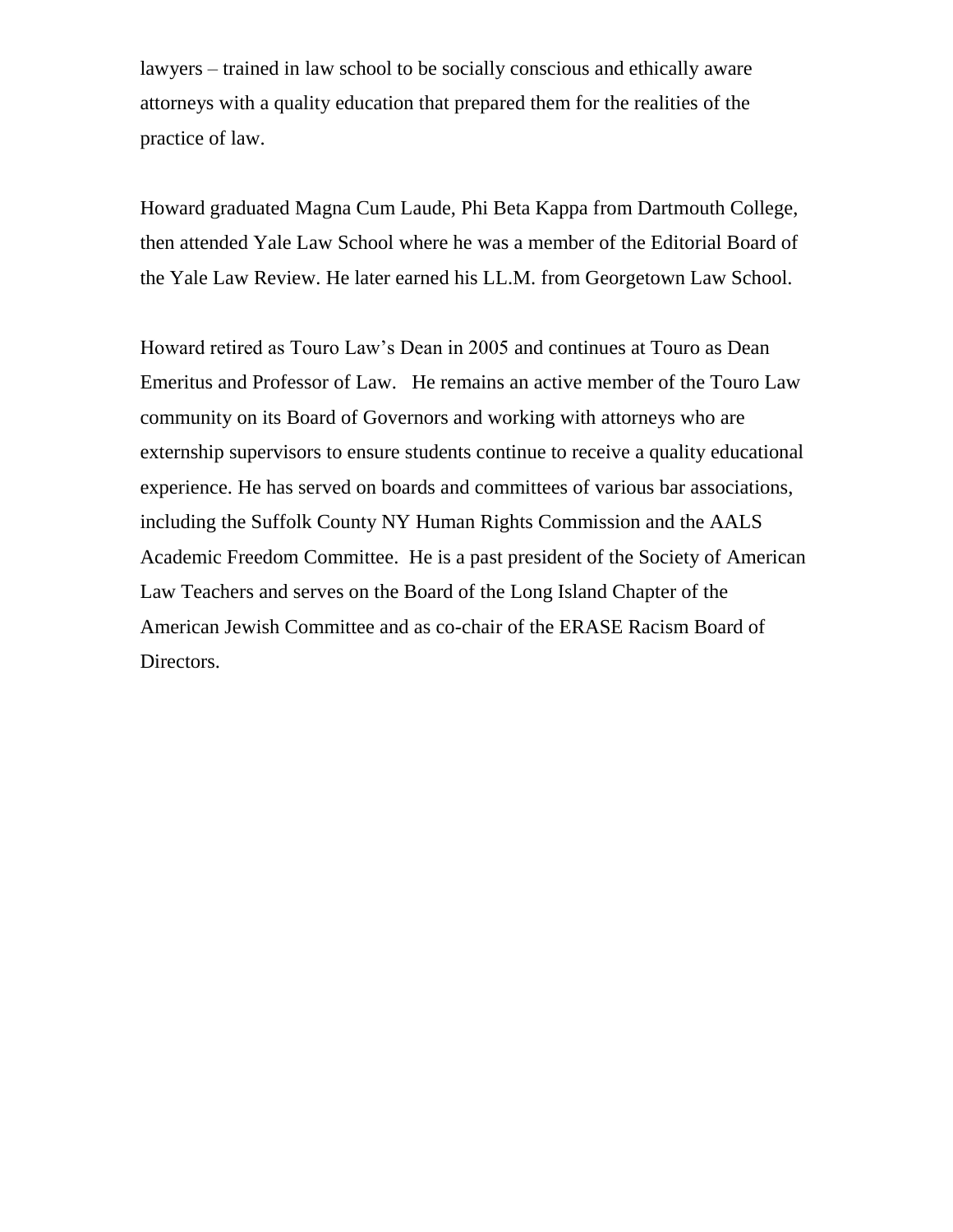lawyers – trained in law school to be socially conscious and ethically aware attorneys with a quality education that prepared them for the realities of the practice of law.

Howard graduated Magna Cum Laude, Phi Beta Kappa from Dartmouth College, then attended Yale Law School where he was a member of the Editorial Board of the Yale Law Review. He later earned his LL.M. from Georgetown Law School.

Howard retired as Touro Law's Dean in 2005 and continues at Touro as Dean Emeritus and Professor of Law. He remains an active member of the Touro Law community on its Board of Governors and working with attorneys who are externship supervisors to ensure students continue to receive a quality educational experience. He has served on boards and committees of various bar associations, including the Suffolk County NY Human Rights Commission and the AALS Academic Freedom Committee. He is a past president of the Society of American Law Teachers and serves on the Board of the Long Island Chapter of the American Jewish Committee and as co-chair of the ERASE Racism Board of Directors.